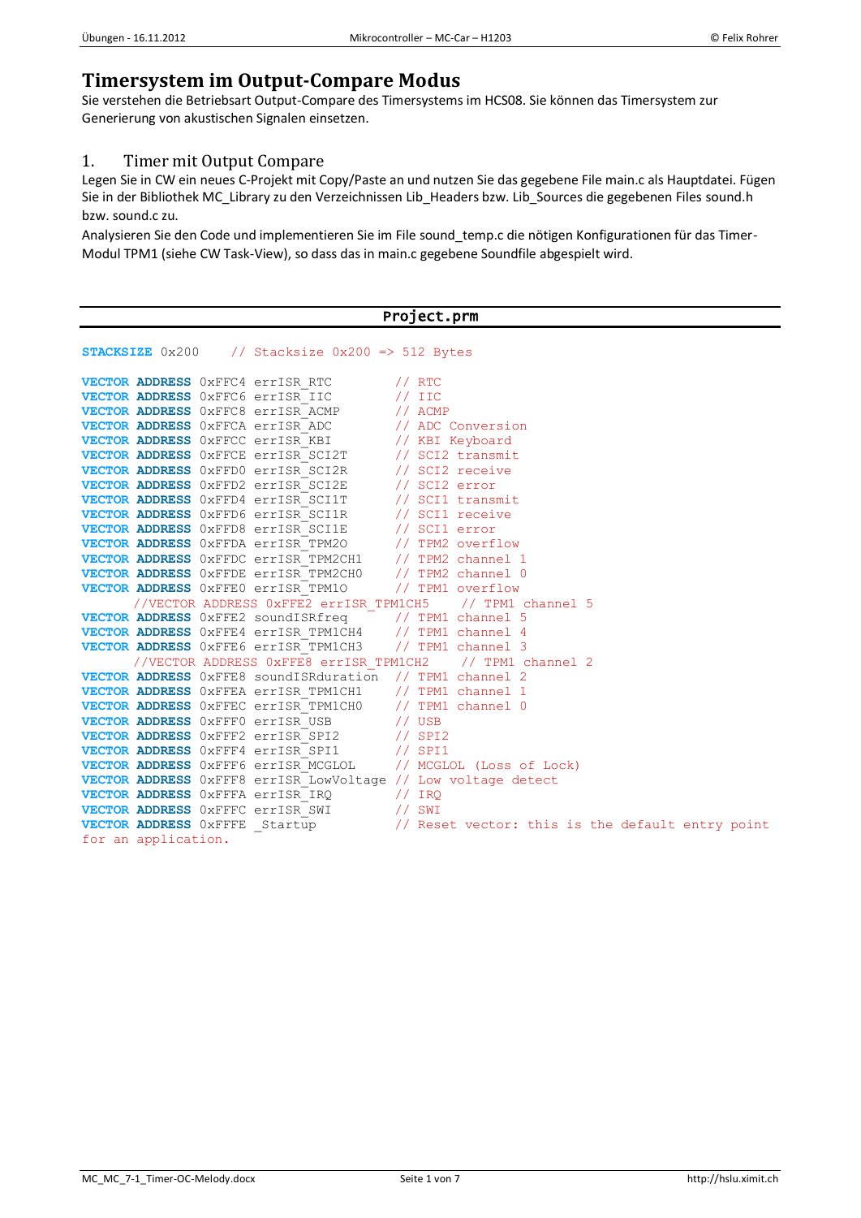# Timersystem im Output-Compare Modus

Sie verstehen die Betriebsart Output-Compare des Timersystems im HCS08. Sie können das Timersystem zur Generierung von akustischen Signalen einsetzen.

## 1. Timer mit Output Compare

Legen Sie in CW ein neues C-Projekt mit Copy/Paste an und nutzen Sie das gegebene File main.c als Hauptdatei. Fügen Sie in der Bibliothek MC_Library zu den Verzeichnissen Lib_Headers bzw. Lib_Sources die gegebenen Files sound.h bzw. sound.c zu.

Analysieren Sie den Code und implementieren Sie im File sound_temp.c die nötigen Konfigurationen für das Timer-Modul TPM1 (siehe CW Task-View), so dass das in main.c gegebene Soundfile abgespielt wird.

**Project.prm**

```
STACKSIZE 0x200    // Stacksize 0x200 => 512 Bytes

VECTOR ADDRESS 0xFFC4 errISR_RTC        // RTC
VECTOR ADDRESS 0xFFC6 errISR_IIC        // IIC
VECTOR ADDRESS 0xFFC8 errISR_ACMP       // ACMP
VECTOR ADDRESS 0xFFCA errISR_ADC        // ADC Conversion
VECTOR ADDRESS 0xFFCC errISR_KBI        // KBI Keyboard
VECTOR ADDRESS 0xFFCE errISR_SCI2T      // SCI2 transmit
VECTOR ADDRESS 0xFFD0 errISR_SCI2R      // SCI2 receive
VECTOR ADDRESS 0xFFD2 errISR_SCI2E      // SCI2 error
VECTOR ADDRESS 0xFFD4 errISR_SCI1T      // SCI1 transmit
VECTOR ADDRESS 0xFFD6 errISR_SCI1R      // SCI1 receive
VECTOR ADDRESS 0xFFD8 errISR_SCI1E      // SCI1 error
VECTOR ADDRESS 0xFFDA errISR_TPM2O      // TPM2 overflow
VECTOR ADDRESS 0xFFDC errISR_TPM2CH1    // TPM2 channel 1
VECTOR ADDRESS 0xFFDE errISR_TPM2CH0    // TPM2 channel 0
VECTOR ADDRESS 0xFFE0 errISR_TPM1O      // TPM1 overflow
      //VECTOR ADDRESS 0xFFE2 errISR_TPM1CH5    // TPM1 channel 5
VECTOR ADDRESS 0xFFE2 soundISRfreq      // TPM1 channel 5
VECTOR ADDRESS 0xFFE4 errISR_TPM1CH4    // TPM1 channel 4
VECTOR ADDRESS 0xFFE6 errISR_TPM1CH3    // TPM1 channel 3
      //VECTOR ADDRESS 0xFFE8 errISR_TPM1CH2    // TPM1 channel 2
VECTOR ADDRESS 0xFFE8 soundISRduration  // TPM1 channel 2
VECTOR ADDRESS 0xFFEA errISR_TPM1CH1    // TPM1 channel 1
VECTOR ADDRESS 0xFFEC errISR_TPM1CH0    // TPM1 channel 0
VECTOR ADDRESS 0xFFF0 errISR_USB        // USB
VECTOR ADDRESS 0xFFF2 errISR_SPI2       // SPI2
VECTOR ADDRESS 0xFFF4 errISR_SPI1       // SPI1
VECTOR ADDRESS 0xFFF6 errISR_MCGLOL     // MCGLOL (Loss of Lock)
VECTOR ADDRESS 0xFFF8 errISR_LowVoltage // Low voltage detect
VECTOR ADDRESS 0xFFFA errISR_IRQ        // IRQ
VECTOR ADDRESS 0xFFFC errISR_SWI        // SWI
VECTOR ADDRESS 0xFFFE _Startup          // Reset vector: this is the default entry point
for an application.
```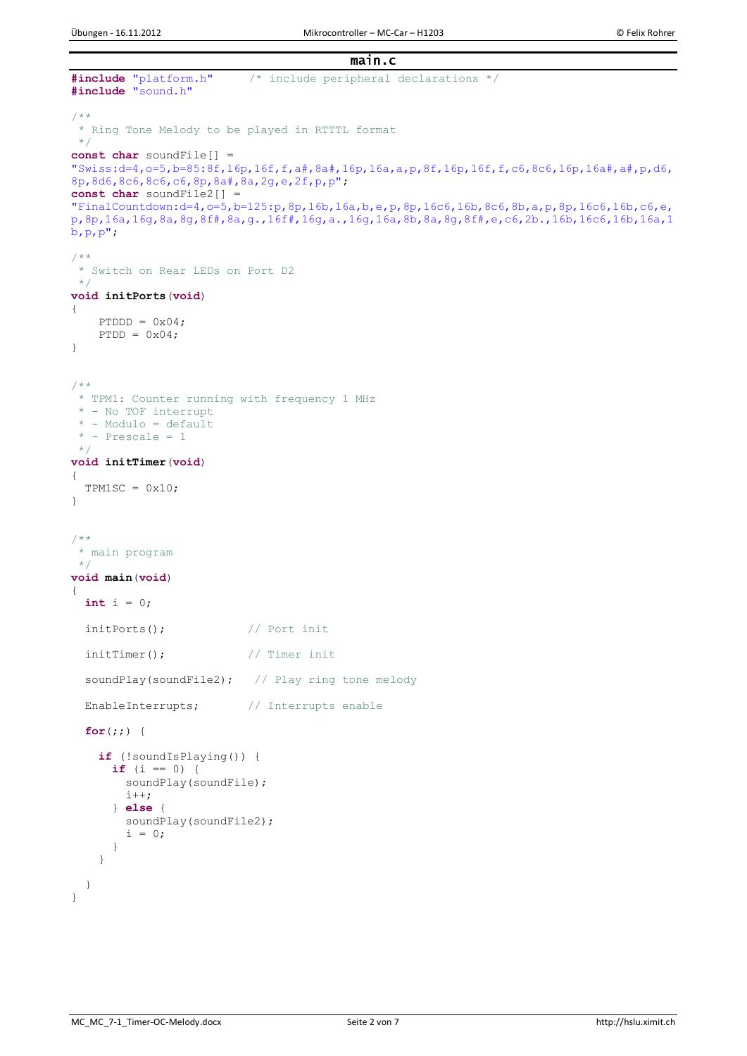**main.c**

```c
#include "platform.h"     /* include peripheral declarations */
#include "sound.h"

/**
 * Ring Tone Melody to be played in RTTTL format
 */
const char soundFile[] =
"Swiss:d=4,o=5,b=85:8f,16p,16f,f,a#,8a#,16p,16a,a,p,8f,16p,16f,f,c6,8c6,16p,16a#,a#,p,d6,
8p,8d6,8c6,8c6,c6,8p,8a#,8a,2g,e,2f,p,p";
const char soundFile2[] =
"FinalCountdown:d=4,o=5,b=125:p,8p,16b,16a,b,e,p,8p,16c6,16b,8c6,8b,a,p,8p,16c6,16b,c6,e,
p,8p,16a,16g,8a,8g,8f#,8a,g.,16f#,16g,a.,16g,16a,8b,8a,8g,8f#,e,c6,2b.,16b,16c6,16b,16a,1
b,p,p";

/**
 * Switch on Rear LEDs on Port D2
 */
void initPorts(void)
{
    PTDDD = 0x04;
    PTDD = 0x04;
}


/**
 * TPM1: Counter running with frequency 1 MHz
 * - No TOF interrupt
 * - Modulo = default
 * - Prescale = 1
 */
void initTimer(void)
{
  TPM1SC = 0x10;
}


/**
 * main program
 */
void main(void)
{
  int i = 0;

  initPorts();            // Port init

  initTimer();            // Timer init

  soundPlay(soundFile2);   // Play ring tone melody

  EnableInterrupts;       // Interrupts enable

  for(;;) {

    if (!soundIsPlaying()) {
      if (i == 0) {
        soundPlay(soundFile);
        i++;
      } else {
        soundPlay(soundFile2);
        i = 0;
      }
    }

  }
}
```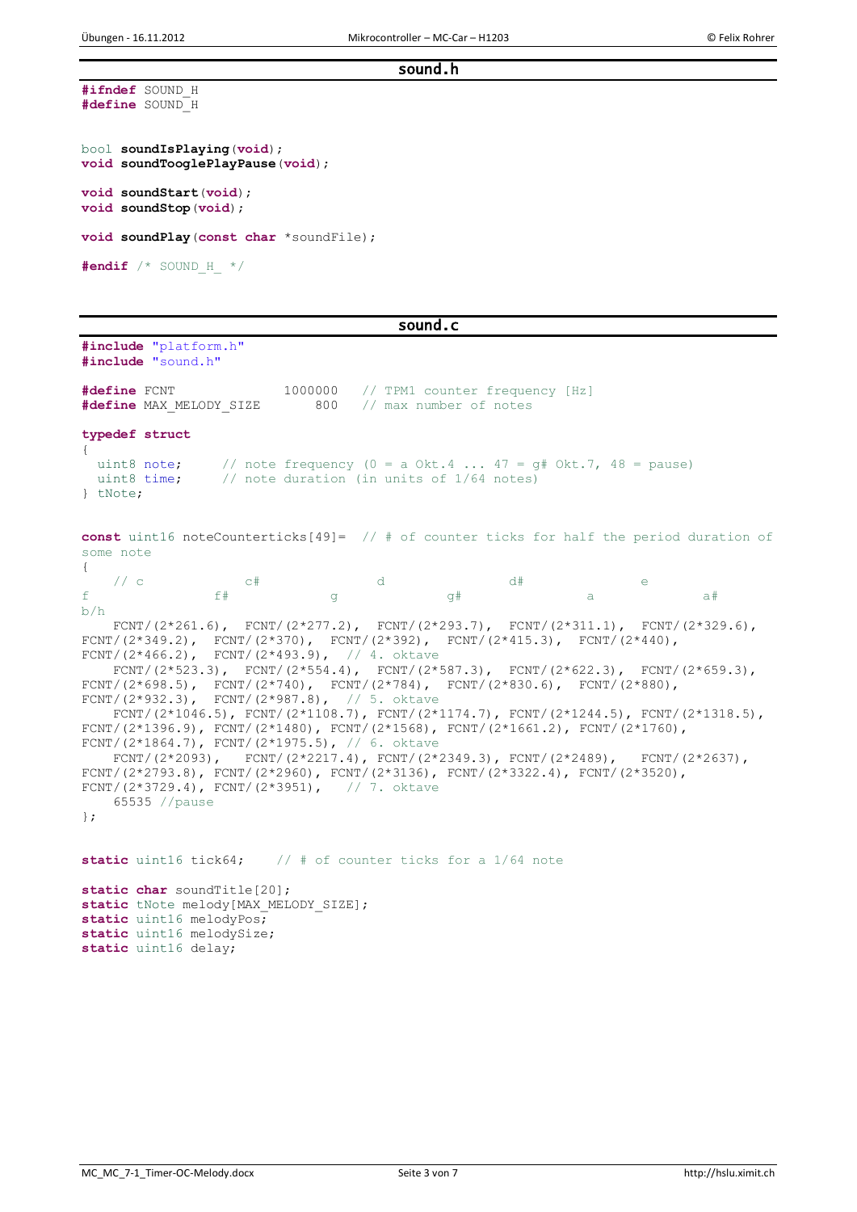## sound.h

```c
#ifndef SOUND_H
#define SOUND_H


bool soundIsPlaying(void);
void soundTooglePlayPause(void);

void soundStart(void);
void soundStop(void);

void soundPlay(const char *soundFile);

#endif /* SOUND_H_ */
```

## sound.c

```c
#include "platform.h"
#include "sound.h"

#define FCNT              1000000   // TPM1 counter frequency [Hz]
#define MAX_MELODY_SIZE       800   // max number of notes

typedef struct
{
  uint8 note;     // note frequency (0 = a Okt.4 ... 47 = g# Okt.7, 48 = pause)
  uint8 time;     // note duration (in units of 1/64 notes)
} tNote;


const uint16 noteCounterticks[49]=  // # of counter ticks for half the period duration of
some note
{
    // c              c#               d                d#               e
f               f#              g               g#                 a                a#
b/h
    FCNT/(2*261.6),  FCNT/(2*277.2),  FCNT/(2*293.7),  FCNT/(2*311.1),  FCNT/(2*329.6),
FCNT/(2*349.2),  FCNT/(2*370),  FCNT/(2*392),  FCNT/(2*415.3),  FCNT/(2*440),
FCNT/(2*466.2),  FCNT/(2*493.9),  // 4. oktave
    FCNT/(2*523.3),  FCNT/(2*554.4),  FCNT/(2*587.3),  FCNT/(2*622.3),  FCNT/(2*659.3),
FCNT/(2*698.5),  FCNT/(2*740),  FCNT/(2*784),  FCNT/(2*830.6),  FCNT/(2*880),
FCNT/(2*932.3),  FCNT/(2*987.8),  // 5. oktave
    FCNT/(2*1046.5), FCNT/(2*1108.7), FCNT/(2*1174.7), FCNT/(2*1244.5), FCNT/(2*1318.5),
FCNT/(2*1396.9), FCNT/(2*1480), FCNT/(2*1568), FCNT/(2*1661.2), FCNT/(2*1760),
FCNT/(2*1864.7), FCNT/(2*1975.5), // 6. oktave
    FCNT/(2*2093),   FCNT/(2*2217.4), FCNT/(2*2349.3), FCNT/(2*2489),   FCNT/(2*2637),
FCNT/(2*2793.8), FCNT/(2*2960), FCNT/(2*3136), FCNT/(2*3322.4), FCNT/(2*3520),
FCNT/(2*3729.4), FCNT/(2*3951),   // 7. oktave
    65535 //pause
};


static uint16 tick64;    // # of counter ticks for a 1/64 note

static char soundTitle[20];
static tNote melody[MAX_MELODY_SIZE];
static uint16 melodyPos;
static uint16 melodySize;
static uint16 delay;
```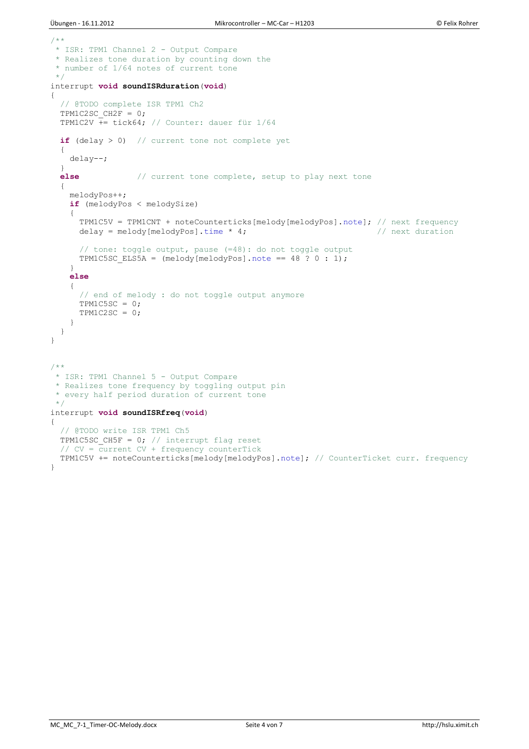```c
/**
 * ISR: TPM1 Channel 2 - Output Compare
 * Realizes tone duration by counting down the
 * number of 1/64 notes of current tone
 */
interrupt void soundISRduration(void)
{
  // @TODO complete ISR TPM1 Ch2
  TPM1C2SC_CH2F = 0;
  TPM1C2V += tick64; // Counter: dauer für 1/64

  if (delay > 0)  // current tone not complete yet
  {
    delay--;
  }
  else            // current tone complete, setup to play next tone
  {
    melodyPos++;
    if (melodyPos < melodySize)
    {
      TPM1C5V = TPM1CNT + noteCounterticks[melody[melodyPos].note]; // next frequency
      delay = melody[melodyPos].time * 4;                           // next duration

      // tone: toggle output, pause (=48): do not toggle output
      TPM1C5SC_ELS5A = (melody[melodyPos].note == 48 ? 0 : 1);
    }
    else
    {
      // end of melody : do not toggle output anymore
      TPM1C5SC = 0;
      TPM1C2SC = 0;
    }
  }
}


/**
 * ISR: TPM1 Channel 5 - Output Compare
 * Realizes tone frequency by toggling output pin
 * every half period duration of current tone
 */
interrupt void soundISRfreq(void)
{
  // @TODO write ISR TPM1 Ch5
  TPM1C5SC_CH5F = 0; // interrupt flag reset
  // CV = current CV + frequency counterTick
  TPM1C5V += noteCounterticks[melody[melodyPos].note]; // CounterTicket curr. frequency
}
```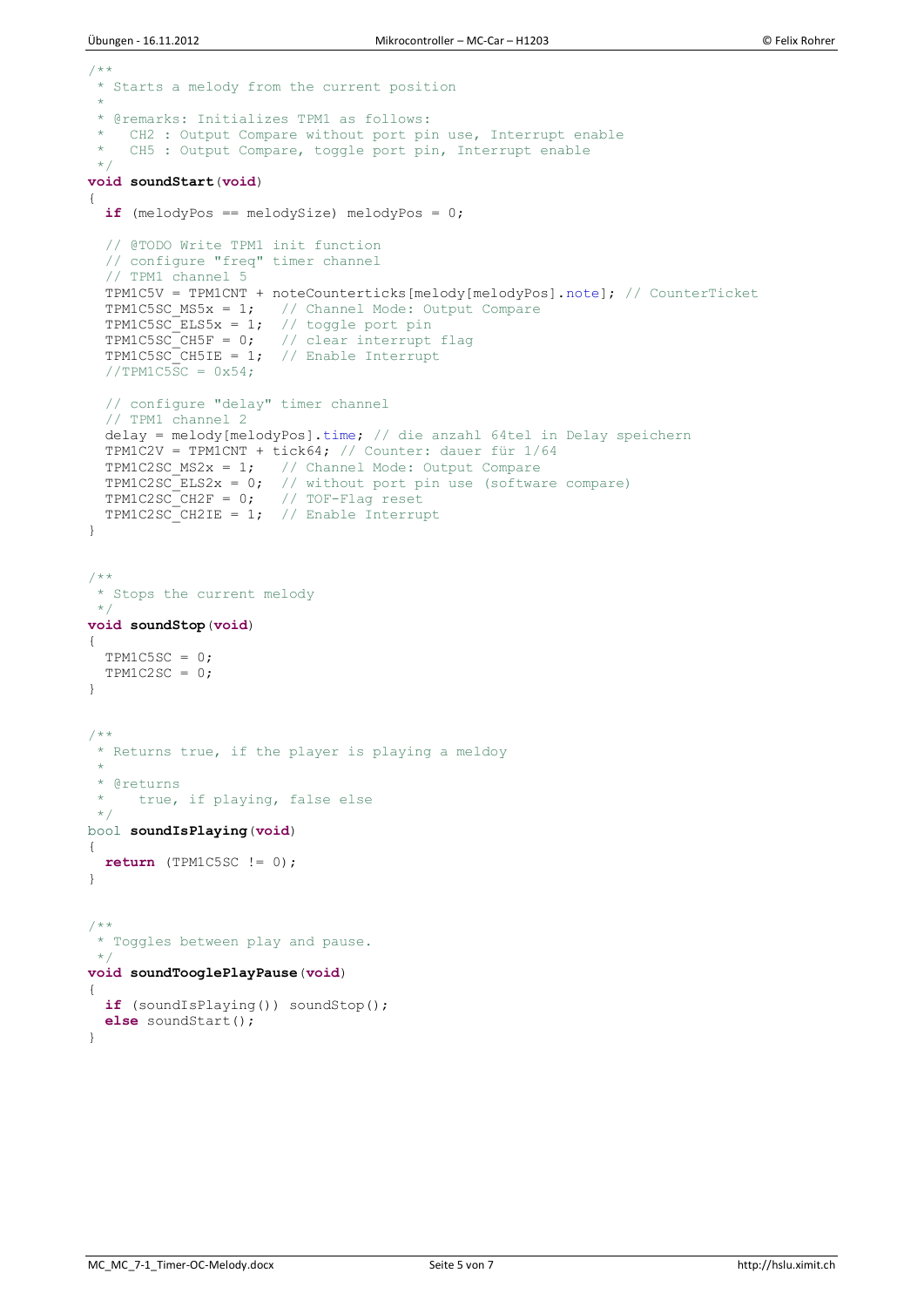```c
/**
 * Starts a melody from the current position
 *
 * @remarks: Initializes TPM1 as follows:
 *   CH2 : Output Compare without port pin use, Interrupt enable
 *   CH5 : Output Compare, toggle port pin, Interrupt enable
 */
void soundStart(void)
{
  if (melodyPos == melodySize) melodyPos = 0;

  // @TODO Write TPM1 init function
  // configure "freq" timer channel
  // TPM1 channel 5
  TPM1C5V = TPM1CNT + noteCounterticks[melody[melodyPos].note]; // CounterTicket
  TPM1C5SC_MS5x = 1;   // Channel Mode: Output Compare
  TPM1C5SC_ELS5x = 1;  // toggle port pin
  TPM1C5SC_CH5F = 0;   // clear interrupt flag
  TPM1C5SC_CH5IE = 1;  // Enable Interrupt
  //TPM1C5SC = 0x54;

  // configure "delay" timer channel
  // TPM1 channel 2
  delay = melody[melodyPos].time; // die anzahl 64tel in Delay speichern
  TPM1C2V = TPM1CNT + tick64; // Counter: dauer für 1/64
  TPM1C2SC_MS2x = 1;   // Channel Mode: Output Compare
  TPM1C2SC_ELS2x = 0;  // without port pin use (software compare)
  TPM1C2SC_CH2F = 0;   // TOF-Flag reset
  TPM1C2SC_CH2IE = 1;  // Enable Interrupt
}


/**
 * Stops the current melody
 */
void soundStop(void)
{
  TPM1C5SC = 0;
  TPM1C2SC = 0;
}


/**
 * Returns true, if the player is playing a meldoy
 *
 * @returns
 *    true, if playing, false else
 */
bool soundIsPlaying(void)
{
  return (TPM1C5SC != 0);
}


/**
 * Toggles between play and pause.
 */
void soundTooglePlayPause(void)
{
  if (soundIsPlaying()) soundStop();
  else soundStart();
}
```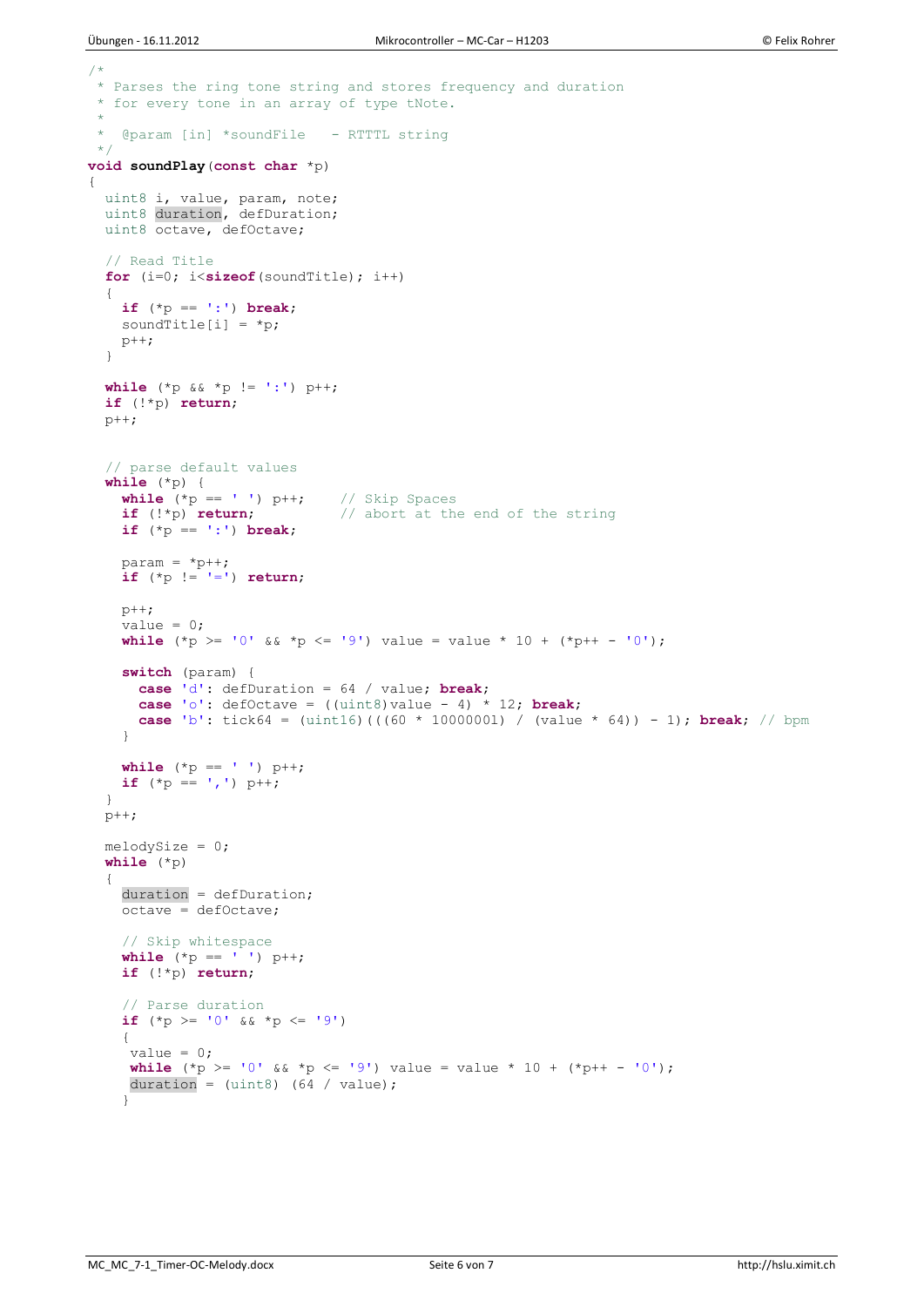```c
/*
 * Parses the ring tone string and stores frequency and duration
 * for every tone in an array of type tNote.
 *
 *  @param [in] *soundFile   - RTTTL string
 */
void soundPlay(const char *p)
{
  uint8 i, value, param, note;
  uint8 duration, defDuration;
  uint8 octave, defOctave;

  // Read Title
  for (i=0; i<sizeof(soundTitle); i++)
  {
    if (*p == ':') break;
    soundTitle[i] = *p;
    p++;
  }

  while (*p && *p != ':') p++;
  if (!*p) return;
  p++;


  // parse default values
  while (*p) {
    while (*p == ' ') p++;    // Skip Spaces
    if (!*p) return;          // abort at the end of the string
    if (*p == ':') break;

    param = *p++;
    if (*p != '=') return;

    p++;
    value = 0;
    while (*p >= '0' && *p <= '9') value = value * 10 + (*p++ - '0');

    switch (param) {
      case 'd': defDuration = 64 / value; break;
      case 'o': defOctave = ((uint8)value - 4) * 12; break;
      case 'b': tick64 = (uint16)(((60 * 1000000l) / (value * 64)) - 1); break; // bpm
    }

    while (*p == ' ') p++;
    if (*p == ',') p++;
  }
  p++;

  melodySize = 0;
  while (*p)
  {
    duration = defDuration;
    octave = defOctave;

    // Skip whitespace
    while (*p == ' ') p++;
    if (!*p) return;

    // Parse duration
    if (*p >= '0' && *p <= '9')
    {
     value = 0;
     while (*p >= '0' && *p <= '9') value = value * 10 + (*p++ - '0');
     duration = (uint8) (64 / value);
    }
```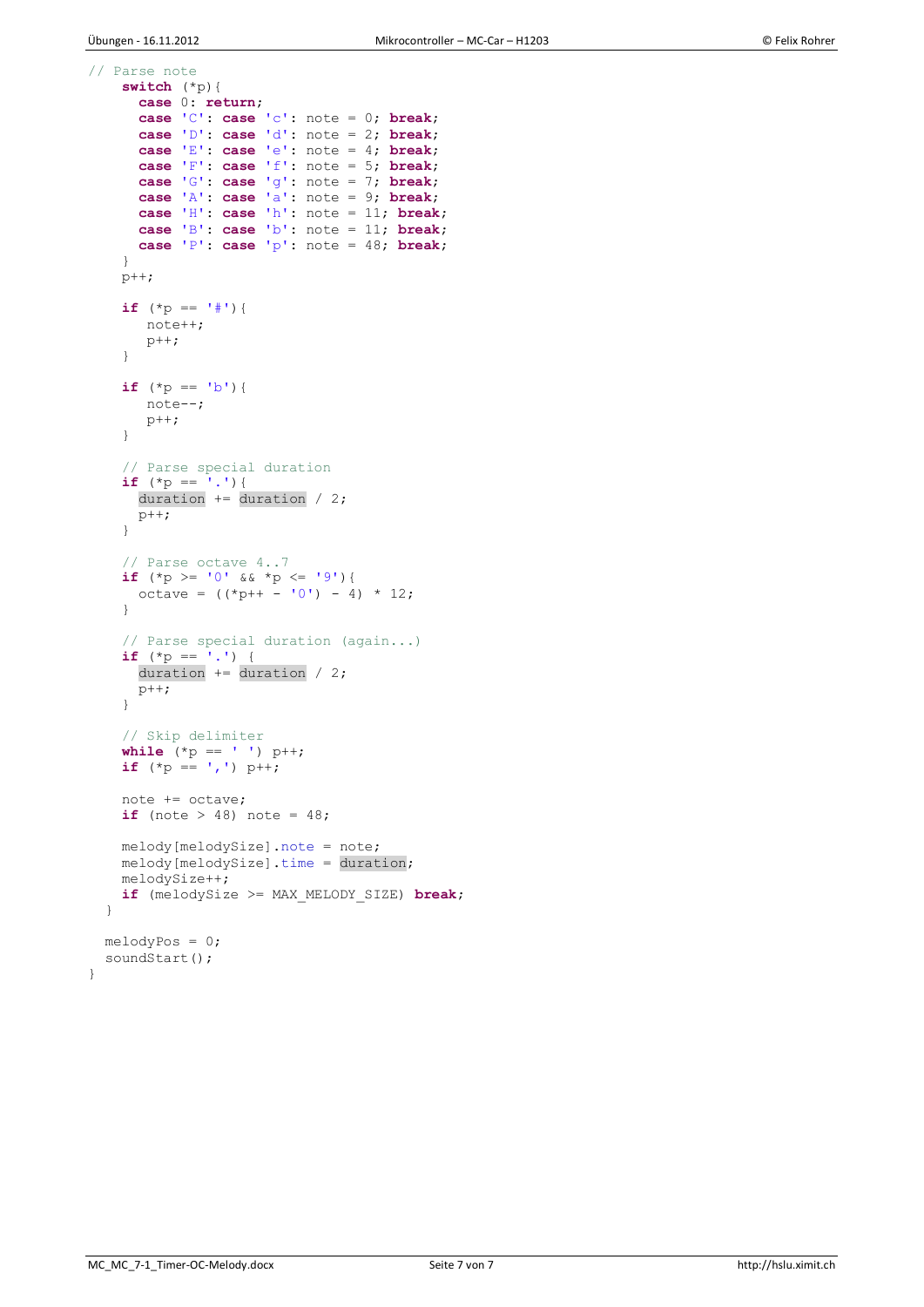```c
// Parse note
    switch (*p){
      case 0: return;
      case 'C': case 'c': note = 0; break;
      case 'D': case 'd': note = 2; break;
      case 'E': case 'e': note = 4; break;
      case 'F': case 'f': note = 5; break;
      case 'G': case 'g': note = 7; break;
      case 'A': case 'a': note = 9; break;
      case 'H': case 'h': note = 11; break;
      case 'B': case 'b': note = 11; break;
      case 'P': case 'p': note = 48; break;
    }
    p++;

    if (*p == '#'){
       note++;
       p++;
    }

    if (*p == 'b'){
       note--;
       p++;
    }

    // Parse special duration
    if (*p == '.'){
      duration += duration / 2;
      p++;
    }

    // Parse octave 4..7
    if (*p >= '0' && *p <= '9'){
      octave = ((*p++ - '0') - 4) * 12;
    }

    // Parse special duration (again...)
    if (*p == '.') {
      duration += duration / 2;
      p++;
    }

    // Skip delimiter
    while (*p == ' ') p++;
    if (*p == ',') p++;

    note += octave;
    if (note > 48) note = 48;

    melody[melodySize].note = note;
    melody[melodySize].time = duration;
    melodySize++;
    if (melodySize >= MAX_MELODY_SIZE) break;
  }

  melodyPos = 0;
  soundStart();
}
```